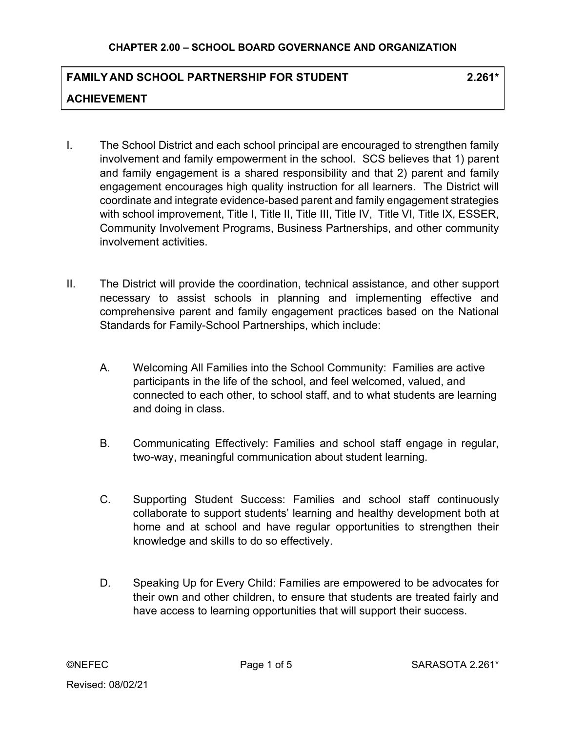## CHAPTER 2.00 – SCHOOL BOARD GOVERNANCE AND ORGANIZATION

### FAMILY AND SCHOOL PARTNERSHIP FOR STUDENT ACHIEVEMENT 2.261*

I. The School District and each school principal are encouraged to strengthen family involvement and family empowerment in the school. SCS believes that 1) parent and family engagement is a shared responsibility and that 2) parent and family engagement encourages high quality instruction for all learners. The District will coordinate and integrate evidence-based parent and family engagement strategies with school improvement, Title I, Title II, Title III, Title IV, Title VI, Title IX, ESSER, Community Involvement Programs, Business Partnerships, and other community involvement activities.

II. The District will provide the coordination, technical assistance, and other support necessary to assist schools in planning and implementing effective and comprehensive parent and family engagement practices based on the National Standards for Family-School Partnerships, which include:

A. Welcoming All Families into the School Community: Families are active participants in the life of the school, and feel welcomed, valued, and connected to each other, to school staff, and to what students are learning and doing in class.

B. Communicating Effectively: Families and school staff engage in regular, two-way, meaningful communication about student learning.

C. Supporting Student Success: Families and school staff continuously collaborate to support students' learning and healthy development both at home and at school and have regular opportunities to strengthen their knowledge and skills to do so effectively.

D. Speaking Up for Every Child: Families are empowered to be advocates for their own and other children, to ensure that students are treated fairly and have access to learning opportunities that will support their success.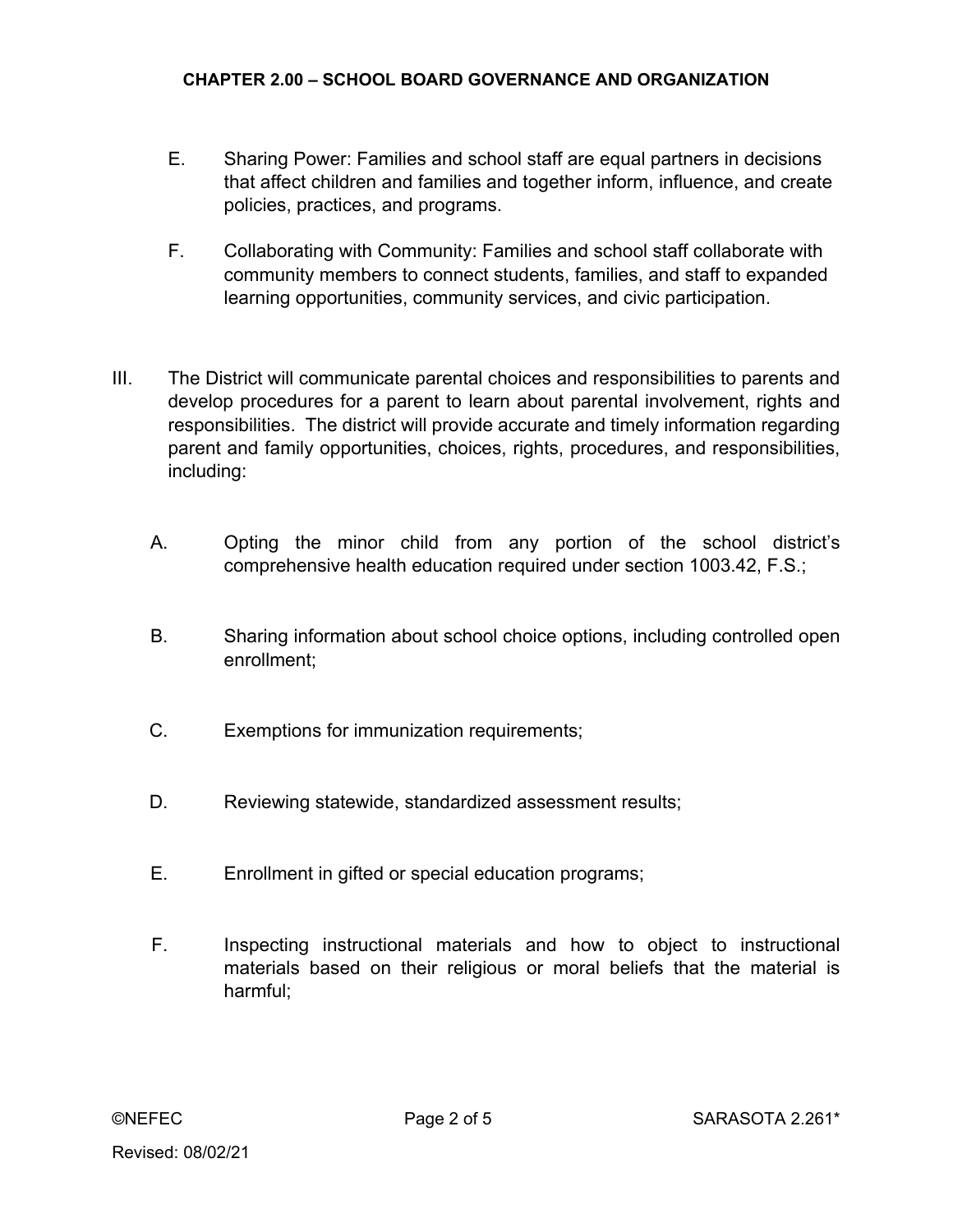E. Sharing Power: Families and school staff are equal partners in decisions that affect children and families and together inform, influence, and create policies, practices, and programs.

F. Collaborating with Community: Families and school staff collaborate with community members to connect students, families, and staff to expanded learning opportunities, community services, and civic participation.

III. The District will communicate parental choices and responsibilities to parents and develop procedures for a parent to learn about parental involvement, rights and responsibilities. The district will provide accurate and timely information regarding parent and family opportunities, choices, rights, procedures, and responsibilities, including:

A. Opting the minor child from any portion of the school district's comprehensive health education required under section 1003.42, F.S.;

B. Sharing information about school choice options, including controlled open enrollment;

C. Exemptions for immunization requirements;

D. Reviewing statewide, standardized assessment results;

E. Enrollment in gifted or special education programs;

F. Inspecting instructional materials and how to object to instructional materials based on their religious or moral beliefs that the material is harmful;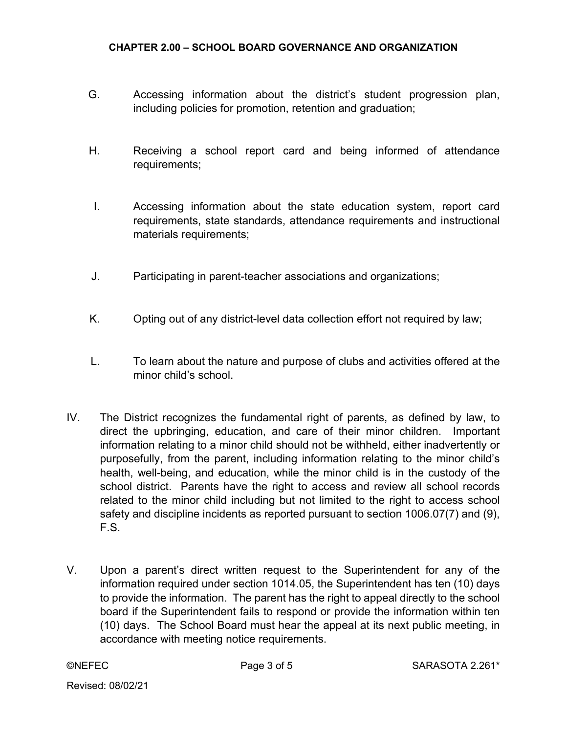G. Accessing information about the district's student progression plan, including policies for promotion, retention and graduation;

H. Receiving a school report card and being informed of attendance requirements;

I. Accessing information about the state education system, report card requirements, state standards, attendance requirements and instructional materials requirements;

J. Participating in parent-teacher associations and organizations;

K. Opting out of any district-level data collection effort not required by law;

L. To learn about the nature and purpose of clubs and activities offered at the minor child's school.

IV. The District recognizes the fundamental right of parents, as defined by law, to direct the upbringing, education, and care of their minor children. Important information relating to a minor child should not be withheld, either inadvertently or purposefully, from the parent, including information relating to the minor child's health, well-being, and education, while the minor child is in the custody of the school district. Parents have the right to access and review all school records related to the minor child including but not limited to the right to access school safety and discipline incidents as reported pursuant to section 1006.07(7) and (9), F.S.

V. Upon a parent's direct written request to the Superintendent for any of the information required under section 1014.05, the Superintendent has ten (10) days to provide the information. The parent has the right to appeal directly to the school board if the Superintendent fails to respond or provide the information within ten (10) days. The School Board must hear the appeal at its next public meeting, in accordance with meeting notice requirements.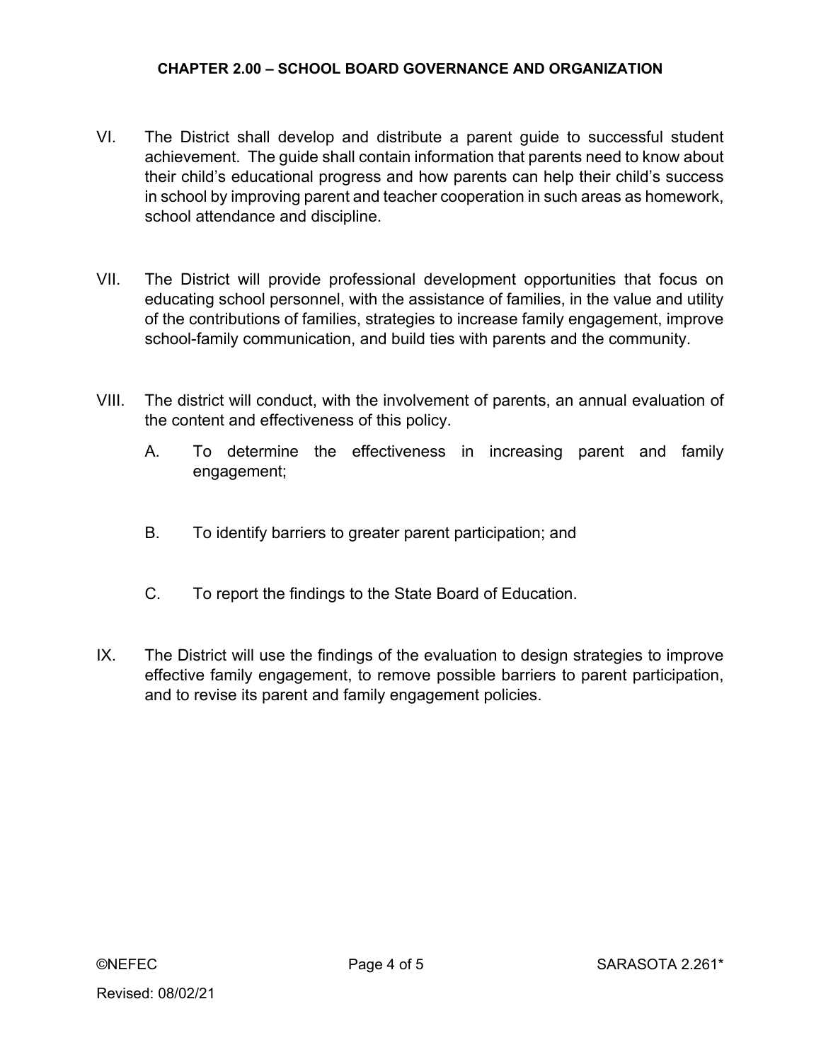VI. The District shall develop and distribute a parent guide to successful student achievement. The guide shall contain information that parents need to know about their child's educational progress and how parents can help their child's success in school by improving parent and teacher cooperation in such areas as homework, school attendance and discipline.

VII. The District will provide professional development opportunities that focus on educating school personnel, with the assistance of families, in the value and utility of the contributions of families, strategies to increase family engagement, improve school-family communication, and build ties with parents and the community.

VIII. The district will conduct, with the involvement of parents, an annual evaluation of the content and effectiveness of this policy.

   A. To determine the effectiveness in increasing parent and family engagement;

   B. To identify barriers to greater parent participation; and

   C. To report the findings to the State Board of Education.

IX. The District will use the findings of the evaluation to design strategies to improve effective family engagement, to remove possible barriers to parent participation, and to revise its parent and family engagement policies.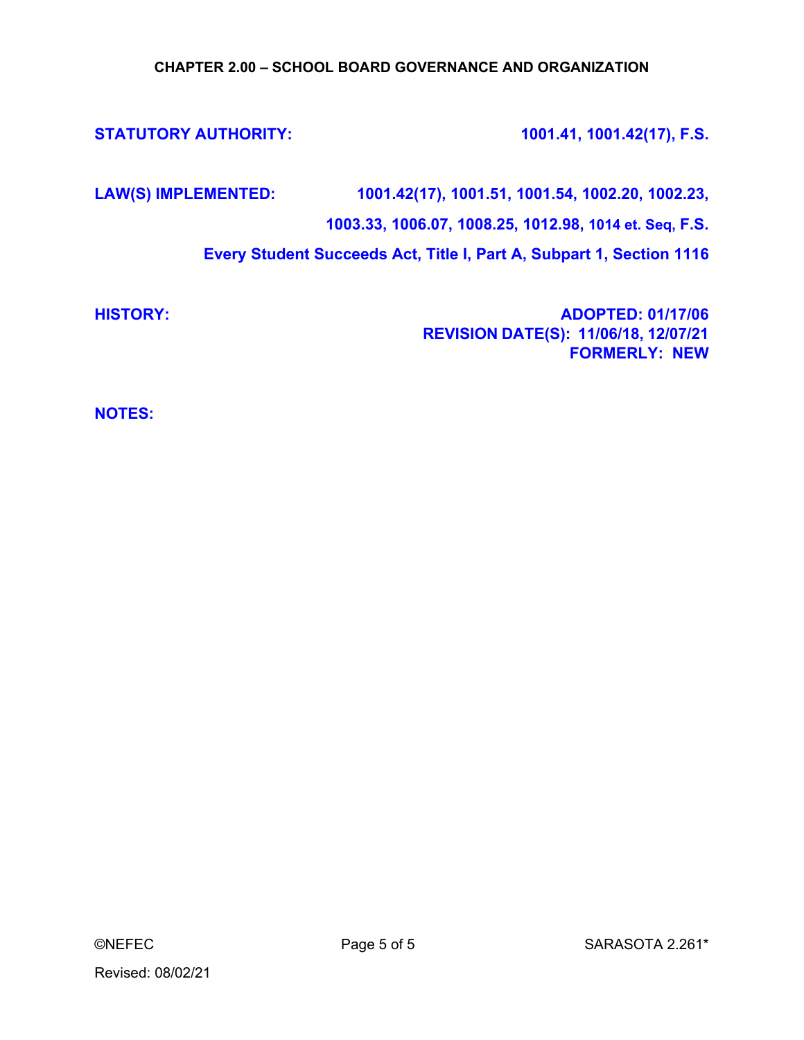**STATUTORY AUTHORITY:** **1001.41, 1001.42(17), F.S.**

**LAW(S) IMPLEMENTED:** **1001.42(17), 1001.51, 1001.54, 1002.20, 1002.23, 1003.33, 1006.07, 1008.25, 1012.98, 1014 et. Seq, F.S.**

**Every Student Succeeds Act, Title I, Part A, Subpart 1, Section 1116**

**HISTORY:**

**ADOPTED: 01/17/06**
**REVISION DATE(S): 11/06/18, 12/07/21**
**FORMERLY: NEW**

**NOTES:**